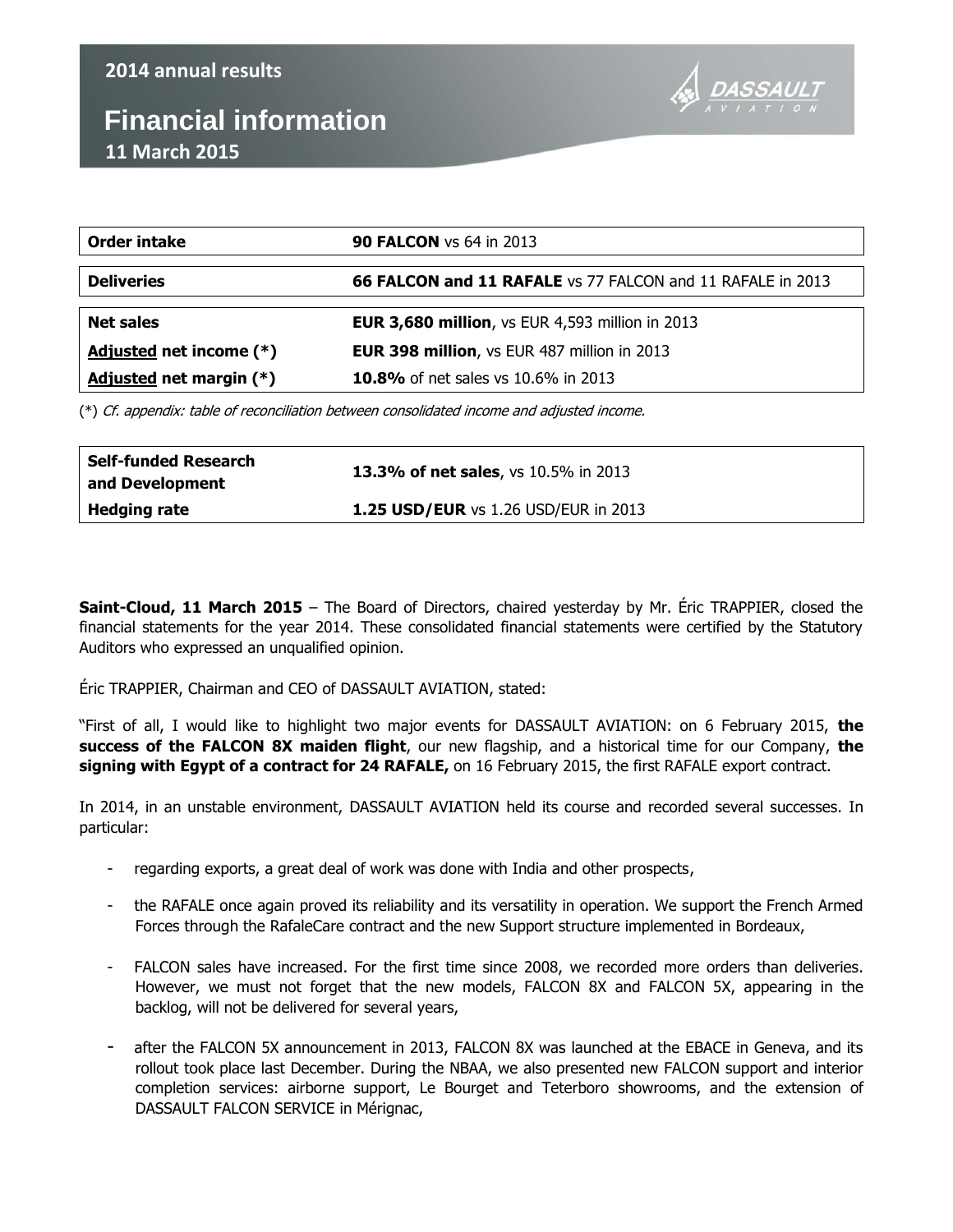**2014 annual results**

# Financial information

**11 March 2015**

| | |
|---|---|
| **Order intake** | **90 FALCON** vs 64 in 2013 |
| **Deliveries** | **66 FALCON and 11 RAFALE** vs 77 FALCON and 11 RAFALE in 2013 |
| **Net sales** | **EUR 3,680 million**, vs EUR 4,593 million in 2013 |
| **Adjusted net income (*)** | **EUR 398 million**, vs EUR 487 million in 2013 |
| **Adjusted net margin (*)** | **10.8%** of net sales vs 10.6% in 2013 |

(*) *Cf. appendix: table of reconciliation between consolidated income and adjusted income.*

| | |
|---|---|
| **Self-funded Research and Development** | **13.3% of net sales**, vs 10.5% in 2013 |
| **Hedging rate** | **1.25 USD/EUR** vs 1.26 USD/EUR in 2013 |

**Saint-Cloud, 11 March 2015** – The Board of Directors, chaired yesterday by Mr. Éric TRAPPIER, closed the financial statements for the year 2014. These consolidated financial statements were certified by the Statutory Auditors who expressed an unqualified opinion.

Éric TRAPPIER, Chairman and CEO of DASSAULT AVIATION, stated:

"First of all, I would like to highlight two major events for DASSAULT AVIATION: on 6 February 2015, **the success of the FALCON 8X maiden flight**, our new flagship, and a historical time for our Company, **the signing with Egypt of a contract for 24 RAFALE,** on 16 February 2015, the first RAFALE export contract.

In 2014, in an unstable environment, DASSAULT AVIATION held its course and recorded several successes. In particular:

- regarding exports, a great deal of work was done with India and other prospects,
- the RAFALE once again proved its reliability and its versatility in operation. We support the French Armed Forces through the RafaleCare contract and the new Support structure implemented in Bordeaux,
- FALCON sales have increased. For the first time since 2008, we recorded more orders than deliveries. However, we must not forget that the new models, FALCON 8X and FALCON 5X, appearing in the backlog, will not be delivered for several years,
- after the FALCON 5X announcement in 2013, FALCON 8X was launched at the EBACE in Geneva, and its rollout took place last December. During the NBAA, we also presented new FALCON support and interior completion services: airborne support, Le Bourget and Teterboro showrooms, and the extension of DASSAULT FALCON SERVICE in Mérignac,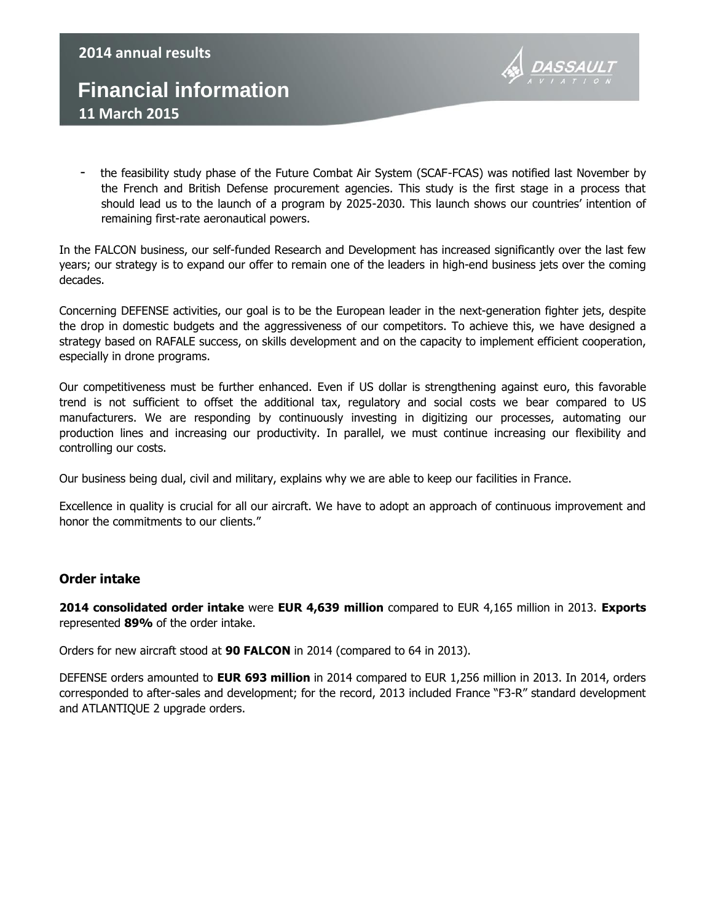- the feasibility study phase of the Future Combat Air System (SCAF-FCAS) was notified last November by the French and British Defense procurement agencies. This study is the first stage in a process that should lead us to the launch of a program by 2025-2030. This launch shows our countries' intention of remaining first-rate aeronautical powers.

In the FALCON business, our self-funded Research and Development has increased significantly over the last few years; our strategy is to expand our offer to remain one of the leaders in high-end business jets over the coming decades.

Concerning DEFENSE activities, our goal is to be the European leader in the next-generation fighter jets, despite the drop in domestic budgets and the aggressiveness of our competitors. To achieve this, we have designed a strategy based on RAFALE success, on skills development and on the capacity to implement efficient cooperation, especially in drone programs.

Our competitiveness must be further enhanced. Even if US dollar is strengthening against euro, this favorable trend is not sufficient to offset the additional tax, regulatory and social costs we bear compared to US manufacturers. We are responding by continuously investing in digitizing our processes, automating our production lines and increasing our productivity. In parallel, we must continue increasing our flexibility and controlling our costs.

Our business being dual, civil and military, explains why we are able to keep our facilities in France.

Excellence in quality is crucial for all our aircraft. We have to adopt an approach of continuous improvement and honor the commitments to our clients."

### Order intake

**2014 consolidated order intake** were **EUR 4,639 million** compared to EUR 4,165 million in 2013. **Exports** represented **89%** of the order intake.

Orders for new aircraft stood at **90 FALCON** in 2014 (compared to 64 in 2013).

DEFENSE orders amounted to **EUR 693 million** in 2014 compared to EUR 1,256 million in 2013. In 2014, orders corresponded to after-sales and development; for the record, 2013 included France "F3-R" standard development and ATLANTIQUE 2 upgrade orders.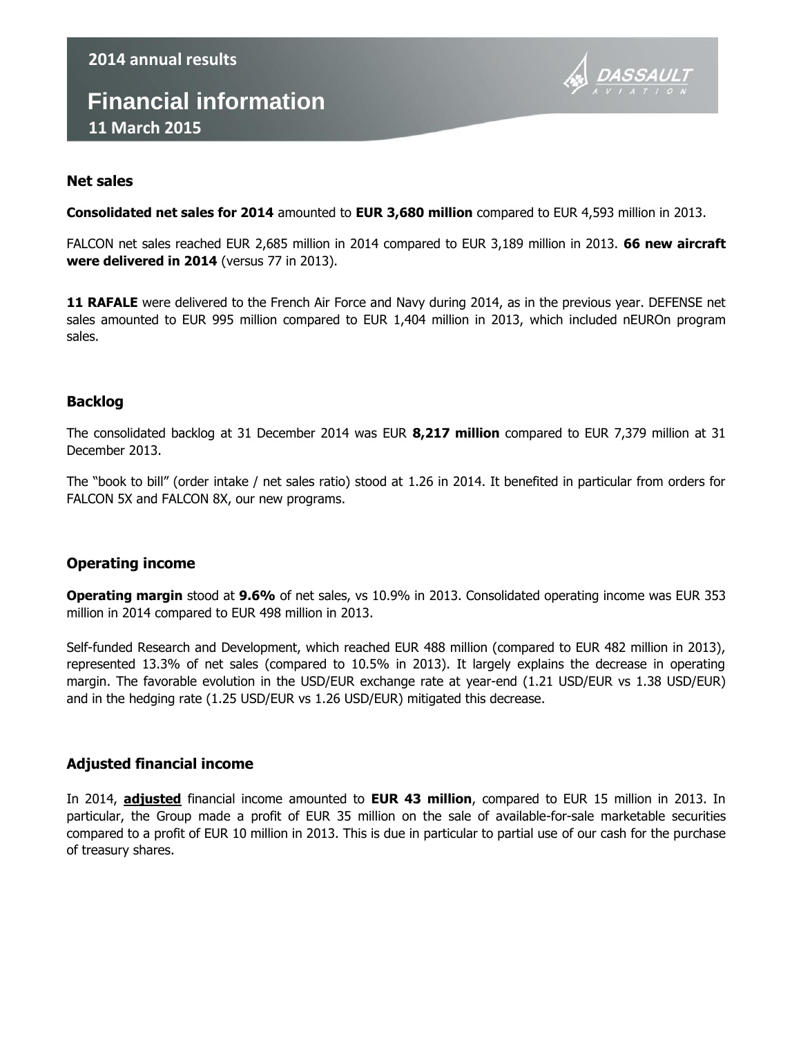2014 annual results

# Financial information

11 March 2015

## Net sales

**Consolidated net sales for 2014** amounted to **EUR 3,680 million** compared to EUR 4,593 million in 2013.

FALCON net sales reached EUR 2,685 million in 2014 compared to EUR 3,189 million in 2013. **66 new aircraft were delivered in 2014** (versus 77 in 2013).

**11 RAFALE** were delivered to the French Air Force and Navy during 2014, as in the previous year. DEFENSE net sales amounted to EUR 995 million compared to EUR 1,404 million in 2013, which included nEUROn program sales.

## Backlog

The consolidated backlog at 31 December 2014 was EUR **8,217 million** compared to EUR 7,379 million at 31 December 2013.

The "book to bill" (order intake / net sales ratio) stood at 1.26 in 2014. It benefited in particular from orders for FALCON 5X and FALCON 8X, our new programs.

## Operating income

**Operating margin** stood at **9.6%** of net sales, vs 10.9% in 2013. Consolidated operating income was EUR 353 million in 2014 compared to EUR 498 million in 2013.

Self-funded Research and Development, which reached EUR 488 million (compared to EUR 482 million in 2013), represented 13.3% of net sales (compared to 10.5% in 2013). It largely explains the decrease in operating margin. The favorable evolution in the USD/EUR exchange rate at year-end (1.21 USD/EUR vs 1.38 USD/EUR) and in the hedging rate (1.25 USD/EUR vs 1.26 USD/EUR) mitigated this decrease.

## Adjusted financial income

In 2014, **adjusted** financial income amounted to **EUR 43 million**, compared to EUR 15 million in 2013. In particular, the Group made a profit of EUR 35 million on the sale of available-for-sale marketable securities compared to a profit of EUR 10 million in 2013. This is due in particular to partial use of our cash for the purchase of treasury shares.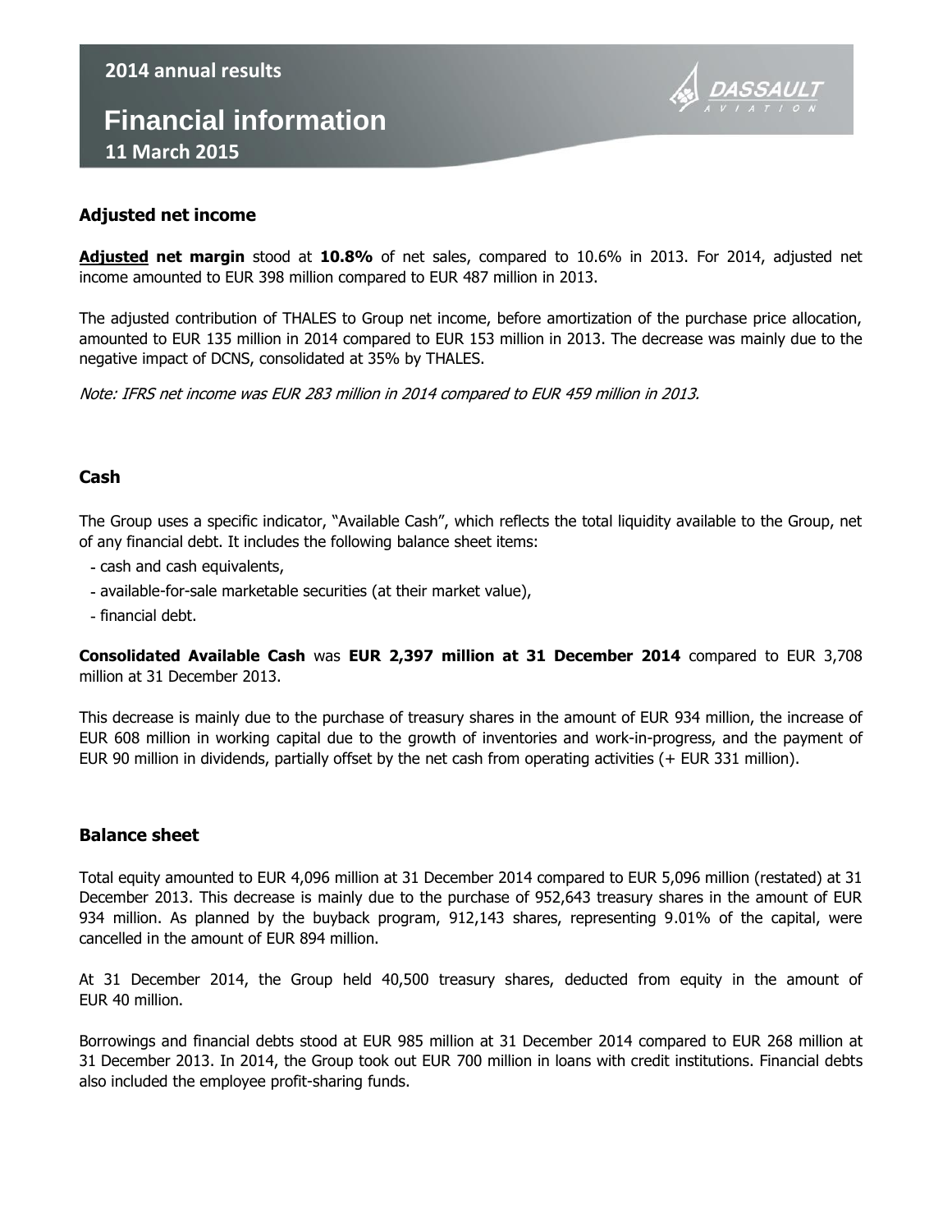## Adjusted net income

**Adjusted net margin** stood at **10.8%** of net sales, compared to 10.6% in 2013. For 2014, adjusted net income amounted to EUR 398 million compared to EUR 487 million in 2013.

The adjusted contribution of THALES to Group net income, before amortization of the purchase price allocation, amounted to EUR 135 million in 2014 compared to EUR 153 million in 2013. The decrease was mainly due to the negative impact of DCNS, consolidated at 35% by THALES.

*Note: IFRS net income was EUR 283 million in 2014 compared to EUR 459 million in 2013.*

## Cash

The Group uses a specific indicator, "Available Cash", which reflects the total liquidity available to the Group, net of any financial debt. It includes the following balance sheet items:

- cash and cash equivalents,
- available-for-sale marketable securities (at their market value),
- financial debt.

**Consolidated Available Cash** was **EUR 2,397 million at 31 December 2014** compared to EUR 3,708 million at 31 December 2013.

This decrease is mainly due to the purchase of treasury shares in the amount of EUR 934 million, the increase of EUR 608 million in working capital due to the growth of inventories and work-in-progress, and the payment of EUR 90 million in dividends, partially offset by the net cash from operating activities (+ EUR 331 million).

## Balance sheet

Total equity amounted to EUR 4,096 million at 31 December 2014 compared to EUR 5,096 million (restated) at 31 December 2013. This decrease is mainly due to the purchase of 952,643 treasury shares in the amount of EUR 934 million. As planned by the buyback program, 912,143 shares, representing 9.01% of the capital, were cancelled in the amount of EUR 894 million.

At 31 December 2014, the Group held 40,500 treasury shares, deducted from equity in the amount of EUR 40 million.

Borrowings and financial debts stood at EUR 985 million at 31 December 2014 compared to EUR 268 million at 31 December 2013. In 2014, the Group took out EUR 700 million in loans with credit institutions. Financial debts also included the employee profit-sharing funds.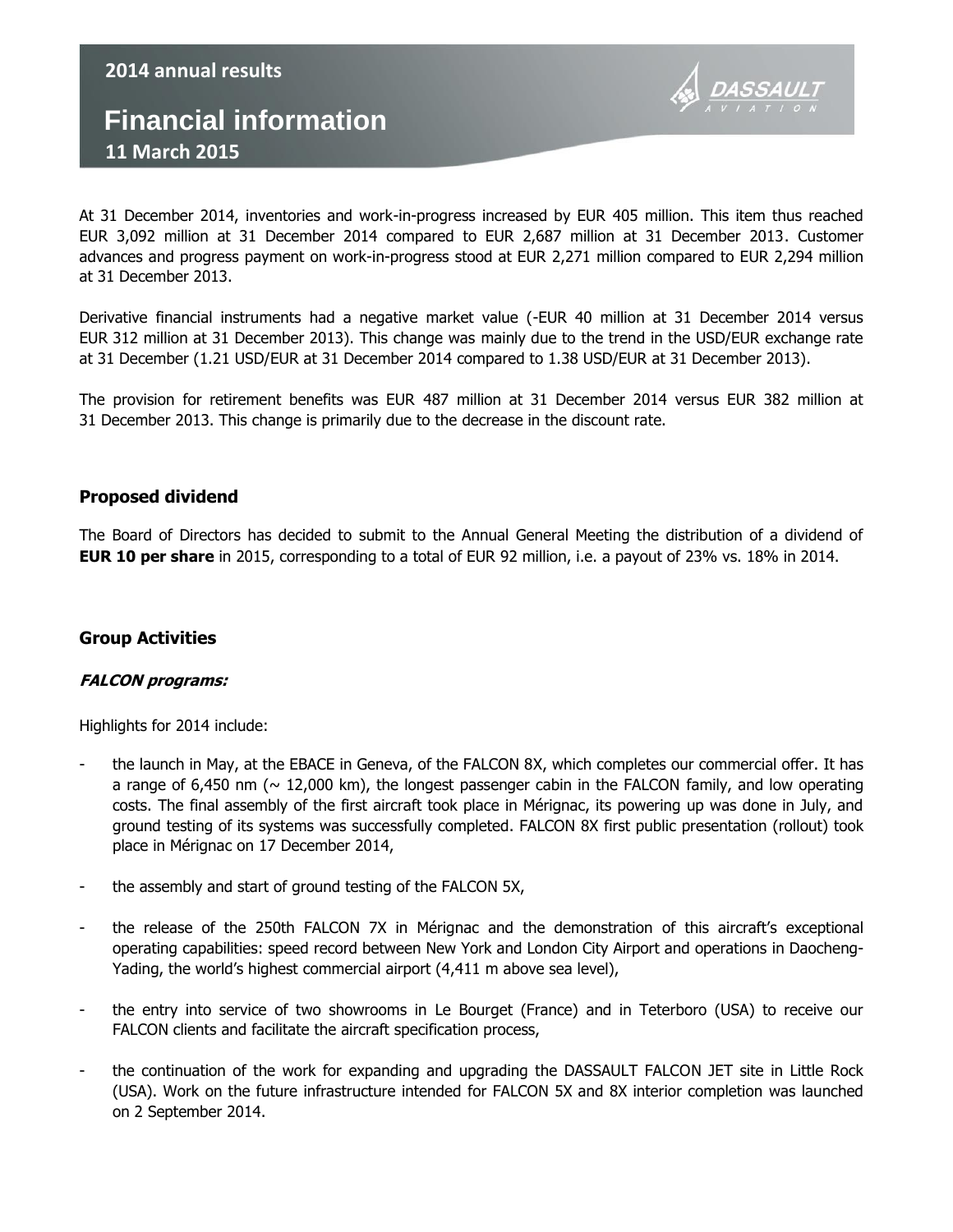At 31 December 2014, inventories and work-in-progress increased by EUR 405 million. This item thus reached EUR 3,092 million at 31 December 2014 compared to EUR 2,687 million at 31 December 2013. Customer advances and progress payment on work-in-progress stood at EUR 2,271 million compared to EUR 2,294 million at 31 December 2013.

Derivative financial instruments had a negative market value (-EUR 40 million at 31 December 2014 versus EUR 312 million at 31 December 2013). This change was mainly due to the trend in the USD/EUR exchange rate at 31 December (1.21 USD/EUR at 31 December 2014 compared to 1.38 USD/EUR at 31 December 2013).

The provision for retirement benefits was EUR 487 million at 31 December 2014 versus EUR 382 million at 31 December 2013. This change is primarily due to the decrease in the discount rate.

## Proposed dividend

The Board of Directors has decided to submit to the Annual General Meeting the distribution of a dividend of **EUR 10 per share** in 2015, corresponding to a total of EUR 92 million, i.e. a payout of 23% vs. 18% in 2014.

## Group Activities

### *FALCON programs:*

Highlights for 2014 include:

- the launch in May, at the EBACE in Geneva, of the FALCON 8X, which completes our commercial offer. It has a range of 6,450 nm (~ 12,000 km), the longest passenger cabin in the FALCON family, and low operating costs. The final assembly of the first aircraft took place in Mérignac, its powering up was done in July, and ground testing of its systems was successfully completed. FALCON 8X first public presentation (rollout) took place in Mérignac on 17 December 2014,
- the assembly and start of ground testing of the FALCON 5X,
- the release of the 250th FALCON 7X in Mérignac and the demonstration of this aircraft's exceptional operating capabilities: speed record between New York and London City Airport and operations in Daocheng-Yading, the world's highest commercial airport (4,411 m above sea level),
- the entry into service of two showrooms in Le Bourget (France) and in Teterboro (USA) to receive our FALCON clients and facilitate the aircraft specification process,
- the continuation of the work for expanding and upgrading the DASSAULT FALCON JET site in Little Rock (USA). Work on the future infrastructure intended for FALCON 5X and 8X interior completion was launched on 2 September 2014.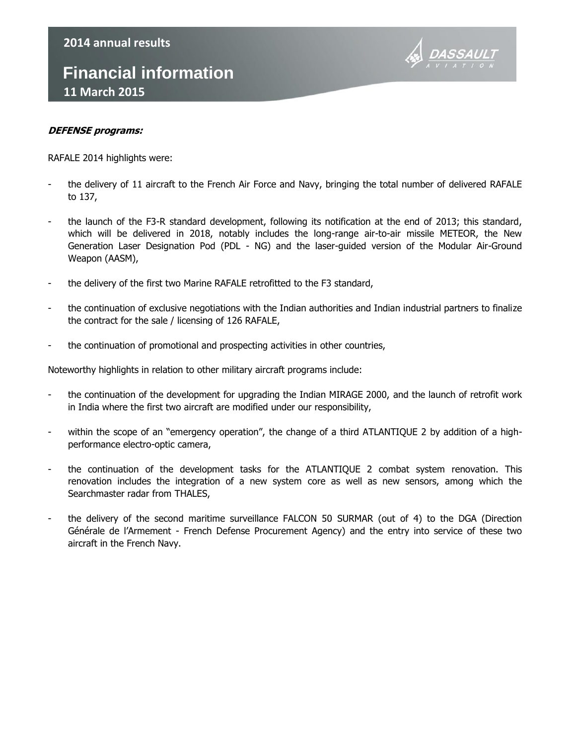***DEFENSE programs:***

RAFALE 2014 highlights were:

- the delivery of 11 aircraft to the French Air Force and Navy, bringing the total number of delivered RAFALE to 137,

- the launch of the F3-R standard development, following its notification at the end of 2013; this standard, which will be delivered in 2018, notably includes the long-range air-to-air missile METEOR, the New Generation Laser Designation Pod (PDL - NG) and the laser-guided version of the Modular Air-Ground Weapon (AASM),

- the delivery of the first two Marine RAFALE retrofitted to the F3 standard,

- the continuation of exclusive negotiations with the Indian authorities and Indian industrial partners to finalize the contract for the sale / licensing of 126 RAFALE,

- the continuation of promotional and prospecting activities in other countries,

Noteworthy highlights in relation to other military aircraft programs include:

- the continuation of the development for upgrading the Indian MIRAGE 2000, and the launch of retrofit work in India where the first two aircraft are modified under our responsibility,

- within the scope of an "emergency operation", the change of a third ATLANTIQUE 2 by addition of a high-performance electro-optic camera,

- the continuation of the development tasks for the ATLANTIQUE 2 combat system renovation. This renovation includes the integration of a new system core as well as new sensors, among which the Searchmaster radar from THALES,

- the delivery of the second maritime surveillance FALCON 50 SURMAR (out of 4) to the DGA (Direction Générale de l'Armement - French Defense Procurement Agency) and the entry into service of these two aircraft in the French Navy.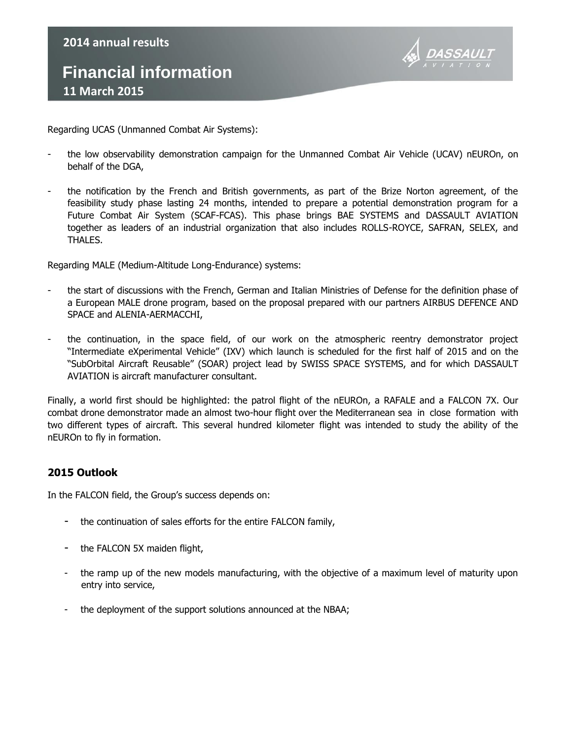Regarding UCAS (Unmanned Combat Air Systems):

- the low observability demonstration campaign for the Unmanned Combat Air Vehicle (UCAV) nEUROn, on behalf of the DGA,

- the notification by the French and British governments, as part of the Brize Norton agreement, of the feasibility study phase lasting 24 months, intended to prepare a potential demonstration program for a Future Combat Air System (SCAF-FCAS). This phase brings BAE SYSTEMS and DASSAULT AVIATION together as leaders of an industrial organization that also includes ROLLS-ROYCE, SAFRAN, SELEX, and THALES.

Regarding MALE (Medium-Altitude Long-Endurance) systems:

- the start of discussions with the French, German and Italian Ministries of Defense for the definition phase of a European MALE drone program, based on the proposal prepared with our partners AIRBUS DEFENCE AND SPACE and ALENIA-AERMACCHI,

- the continuation, in the space field, of our work on the atmospheric reentry demonstrator project "Intermediate eXperimental Vehicle" (IXV) which launch is scheduled for the first half of 2015 and on the "SubOrbital Aircraft Reusable" (SOAR) project lead by SWISS SPACE SYSTEMS, and for which DASSAULT AVIATION is aircraft manufacturer consultant.

Finally, a world first should be highlighted: the patrol flight of the nEUROn, a RAFALE and a FALCON 7X. Our combat drone demonstrator made an almost two-hour flight over the Mediterranean sea in close formation with two different types of aircraft. This several hundred kilometer flight was intended to study the ability of the nEUROn to fly in formation.

## 2015 Outlook

In the FALCON field, the Group's success depends on:

- the continuation of sales efforts for the entire FALCON family,
- the FALCON 5X maiden flight,
- the ramp up of the new models manufacturing, with the objective of a maximum level of maturity upon entry into service,
- the deployment of the support solutions announced at the NBAA;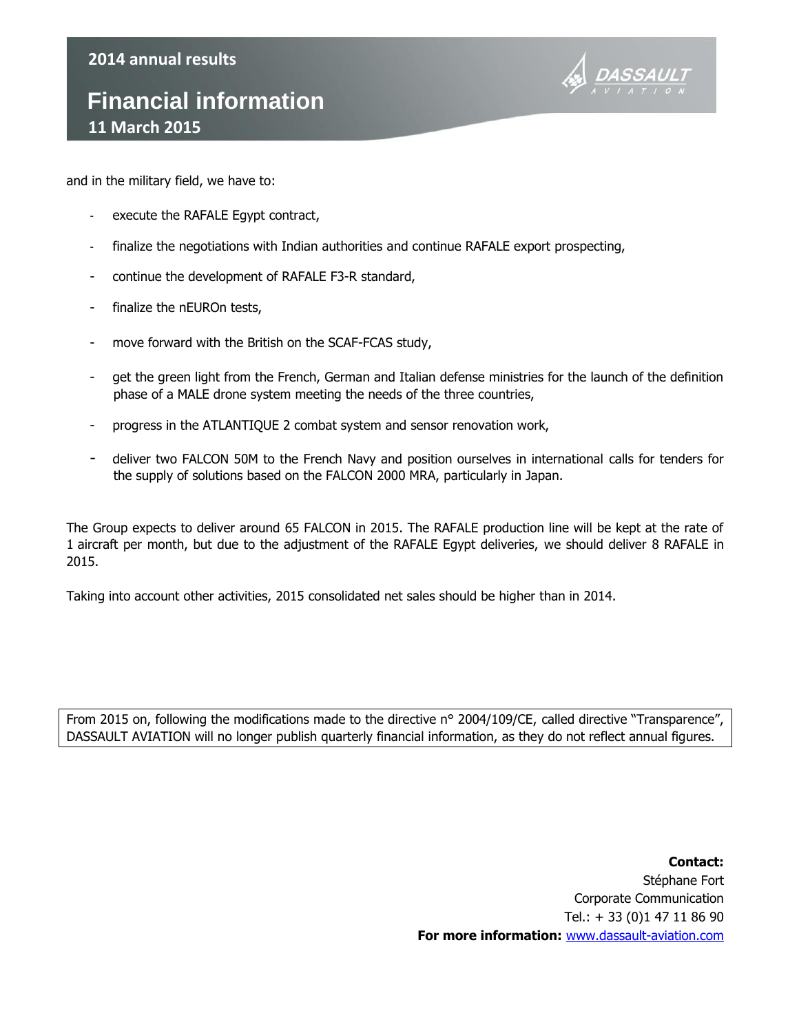and in the military field, we have to:

- execute the RAFALE Egypt contract,
- finalize the negotiations with Indian authorities and continue RAFALE export prospecting,
- continue the development of RAFALE F3-R standard,
- finalize the nEUROn tests,
- move forward with the British on the SCAF-FCAS study,
- get the green light from the French, German and Italian defense ministries for the launch of the definition phase of a MALE drone system meeting the needs of the three countries,
- progress in the ATLANTIQUE 2 combat system and sensor renovation work,
- deliver two FALCON 50M to the French Navy and position ourselves in international calls for tenders for the supply of solutions based on the FALCON 2000 MRA, particularly in Japan.

The Group expects to deliver around 65 FALCON in 2015. The RAFALE production line will be kept at the rate of 1 aircraft per month, but due to the adjustment of the RAFALE Egypt deliveries, we should deliver 8 RAFALE in 2015.

Taking into account other activities, 2015 consolidated net sales should be higher than in 2014.

From 2015 on, following the modifications made to the directive n° 2004/109/CE, called directive "Transparence", DASSAULT AVIATION will no longer publish quarterly financial information, as they do not reflect annual figures.

**Contact:**
Stéphane Fort
Corporate Communication
Tel.: + 33 (0)1 47 11 86 90
**For more information:** www.dassault-aviation.com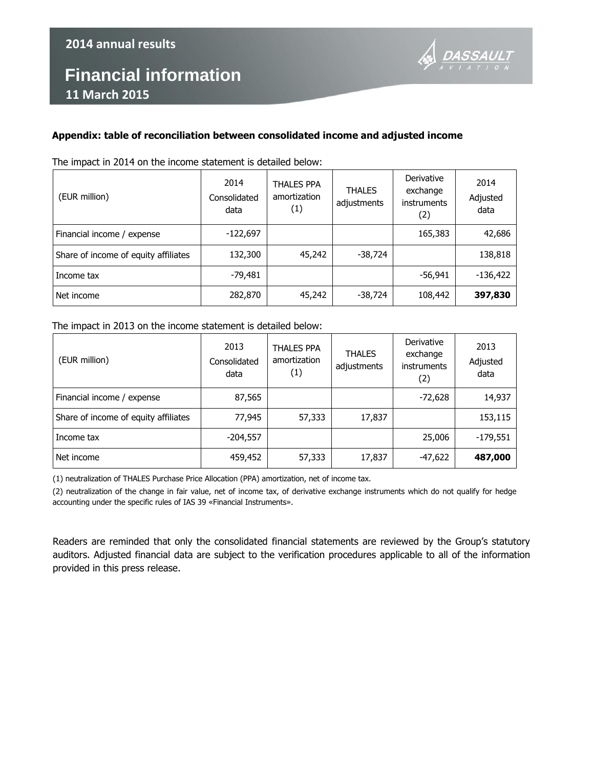**Appendix: table of reconciliation between consolidated income and adjusted income**

The impact in 2014 on the income statement is detailed below:

| (EUR million) | 2014 Consolidated data | THALES PPA amortization (1) | THALES adjustments | Derivative exchange instruments (2) | 2014 Adjusted data |
|---|---|---|---|---|---|
| Financial income / expense | -122,697 | | | 165,383 | 42,686 |
| Share of income of equity affiliates | 132,300 | 45,242 | -38,724 | | 138,818 |
| Income tax | -79,481 | | | -56,941 | -136,422 |
| Net income | 282,870 | 45,242 | -38,724 | 108,442 | **397,830** |

The impact in 2013 on the income statement is detailed below:

| (EUR million) | 2013 Consolidated data | THALES PPA amortization (1) | THALES adjustments | Derivative exchange instruments (2) | 2013 Adjusted data |
|---|---|---|---|---|---|
| Financial income / expense | 87,565 | | | -72,628 | 14,937 |
| Share of income of equity affiliates | 77,945 | 57,333 | 17,837 | | 153,115 |
| Income tax | -204,557 | | | 25,006 | -179,551 |
| Net income | 459,452 | 57,333 | 17,837 | -47,622 | **487,000** |

(1) neutralization of THALES Purchase Price Allocation (PPA) amortization, net of income tax.

(2) neutralization of the change in fair value, net of income tax, of derivative exchange instruments which do not qualify for hedge accounting under the specific rules of IAS 39 «Financial Instruments».

Readers are reminded that only the consolidated financial statements are reviewed by the Group's statutory auditors. Adjusted financial data are subject to the verification procedures applicable to all of the information provided in this press release.